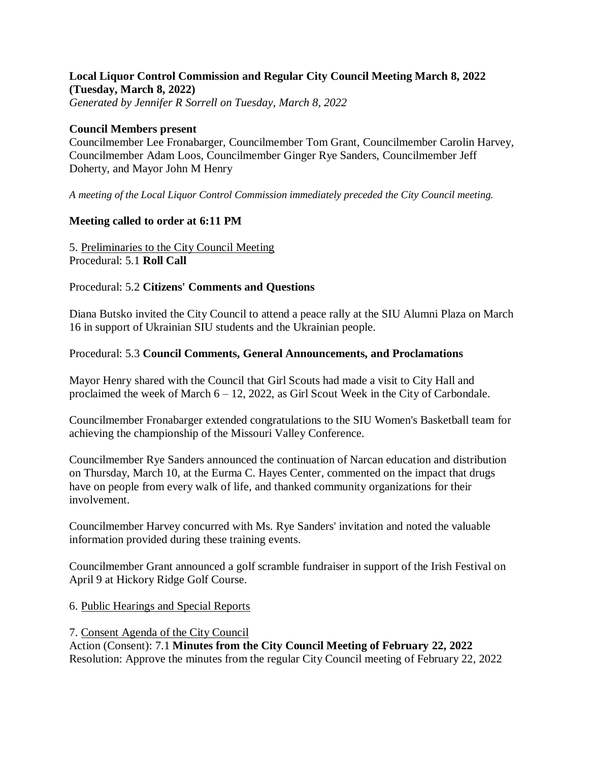**Local Liquor Control Commission and Regular City Council Meeting March 8, 2022 (Tuesday, March 8, 2022)**

*Generated by Jennifer R Sorrell on Tuesday, March 8, 2022*

**Council Members present**

Councilmember Lee Fronabarger, Councilmember Tom Grant, Councilmember Carolin Harvey, Councilmember Adam Loos, Councilmember Ginger Rye Sanders, Councilmember Jeff Doherty, and Mayor John M Henry

*A meeting of the Local Liquor Control Commission immediately preceded the City Council meeting.*

**Meeting called to order at 6:11 PM**

5. Preliminaries to the City Council Meeting

Procedural: 5.1 **Roll Call**

Procedural: 5.2 **Citizens' Comments and Questions**

Diana Butsko invited the City Council to attend a peace rally at the SIU Alumni Plaza on March 16 in support of Ukrainian SIU students and the Ukrainian people.

Procedural: 5.3 **Council Comments, General Announcements, and Proclamations**

Mayor Henry shared with the Council that Girl Scouts had made a visit to City Hall and proclaimed the week of March 6 – 12, 2022, as Girl Scout Week in the City of Carbondale.

Councilmember Fronabarger extended congratulations to the SIU Women's Basketball team for achieving the championship of the Missouri Valley Conference.

Councilmember Rye Sanders announced the continuation of Narcan education and distribution on Thursday, March 10, at the Eurma C. Hayes Center, commented on the impact that drugs have on people from every walk of life, and thanked community organizations for their involvement.

Councilmember Harvey concurred with Ms. Rye Sanders' invitation and noted the valuable information provided during these training events.

Councilmember Grant announced a golf scramble fundraiser in support of the Irish Festival on April 9 at Hickory Ridge Golf Course.

6. Public Hearings and Special Reports

7. Consent Agenda of the City Council

Action (Consent): 7.1 **Minutes from the City Council Meeting of February 22, 2022**

Resolution: Approve the minutes from the regular City Council meeting of February 22, 2022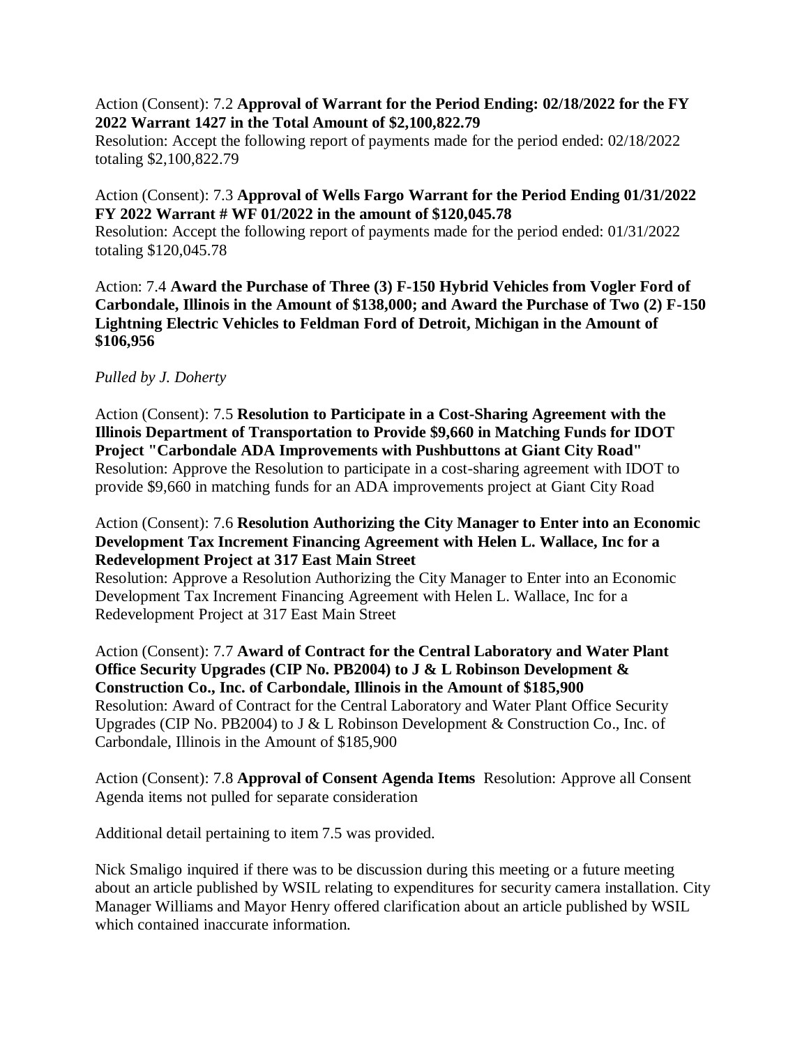Action (Consent): 7.2 **Approval of Warrant for the Period Ending: 02/18/2022 for the FY 2022 Warrant 1427 in the Total Amount of $2,100,822.79**
Resolution: Accept the following report of payments made for the period ended: 02/18/2022 totaling $2,100,822.79

Action (Consent): 7.3 **Approval of Wells Fargo Warrant for the Period Ending 01/31/2022 FY 2022 Warrant # WF 01/2022 in the amount of $120,045.78**
Resolution: Accept the following report of payments made for the period ended: 01/31/2022 totaling $120,045.78

Action: 7.4 **Award the Purchase of Three (3) F-150 Hybrid Vehicles from Vogler Ford of Carbondale, Illinois in the Amount of $138,000; and Award the Purchase of Two (2) F-150 Lightning Electric Vehicles to Feldman Ford of Detroit, Michigan in the Amount of $106,956**

*Pulled by J. Doherty*

Action (Consent): 7.5 **Resolution to Participate in a Cost-Sharing Agreement with the Illinois Department of Transportation to Provide $9,660 in Matching Funds for IDOT Project "Carbondale ADA Improvements with Pushbuttons at Giant City Road"**
Resolution: Approve the Resolution to participate in a cost-sharing agreement with IDOT to provide $9,660 in matching funds for an ADA improvements project at Giant City Road

Action (Consent): 7.6 **Resolution Authorizing the City Manager to Enter into an Economic Development Tax Increment Financing Agreement with Helen L. Wallace, Inc for a Redevelopment Project at 317 East Main Street**
Resolution: Approve a Resolution Authorizing the City Manager to Enter into an Economic Development Tax Increment Financing Agreement with Helen L. Wallace, Inc for a Redevelopment Project at 317 East Main Street

Action (Consent): 7.7 **Award of Contract for the Central Laboratory and Water Plant Office Security Upgrades (CIP No. PB2004) to J & L Robinson Development & Construction Co., Inc. of Carbondale, Illinois in the Amount of $185,900**
Resolution: Award of Contract for the Central Laboratory and Water Plant Office Security Upgrades (CIP No. PB2004) to J & L Robinson Development & Construction Co., Inc. of Carbondale, Illinois in the Amount of $185,900

Action (Consent): 7.8 **Approval of Consent Agenda Items** Resolution: Approve all Consent Agenda items not pulled for separate consideration

Additional detail pertaining to item 7.5 was provided.

Nick Smaligo inquired if there was to be discussion during this meeting or a future meeting about an article published by WSIL relating to expenditures for security camera installation. City Manager Williams and Mayor Henry offered clarification about an article published by WSIL which contained inaccurate information.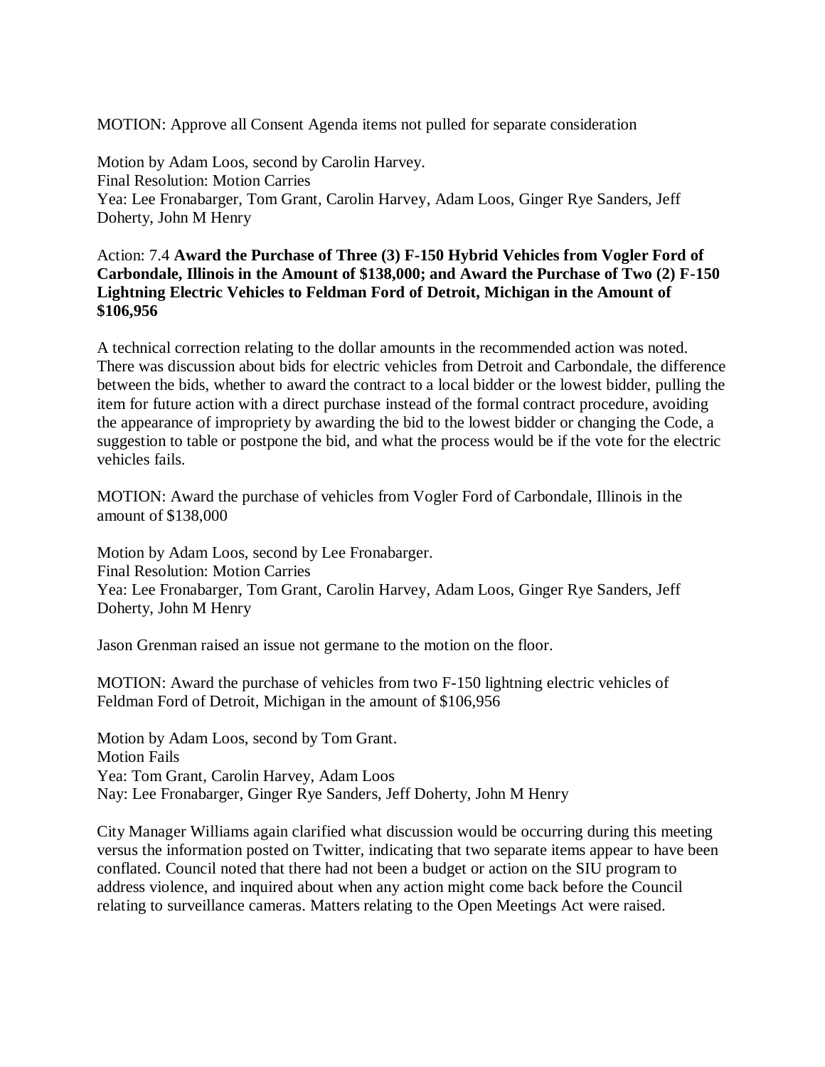MOTION: Approve all Consent Agenda items not pulled for separate consideration

Motion by Adam Loos, second by Carolin Harvey.
Final Resolution: Motion Carries
Yea: Lee Fronabarger, Tom Grant, Carolin Harvey, Adam Loos, Ginger Rye Sanders, Jeff Doherty, John M Henry

Action: 7.4 **Award the Purchase of Three (3) F-150 Hybrid Vehicles from Vogler Ford of Carbondale, Illinois in the Amount of $138,000; and Award the Purchase of Two (2) F-150 Lightning Electric Vehicles to Feldman Ford of Detroit, Michigan in the Amount of $106,956**

A technical correction relating to the dollar amounts in the recommended action was noted. There was discussion about bids for electric vehicles from Detroit and Carbondale, the difference between the bids, whether to award the contract to a local bidder or the lowest bidder, pulling the item for future action with a direct purchase instead of the formal contract procedure, avoiding the appearance of impropriety by awarding the bid to the lowest bidder or changing the Code, a suggestion to table or postpone the bid, and what the process would be if the vote for the electric vehicles fails.

MOTION: Award the purchase of vehicles from Vogler Ford of Carbondale, Illinois in the amount of $138,000

Motion by Adam Loos, second by Lee Fronabarger.
Final Resolution: Motion Carries
Yea: Lee Fronabarger, Tom Grant, Carolin Harvey, Adam Loos, Ginger Rye Sanders, Jeff Doherty, John M Henry

Jason Grenman raised an issue not germane to the motion on the floor.

MOTION: Award the purchase of vehicles from two F-150 lightning electric vehicles of Feldman Ford of Detroit, Michigan in the amount of $106,956

Motion by Adam Loos, second by Tom Grant.
Motion Fails
Yea: Tom Grant, Carolin Harvey, Adam Loos
Nay: Lee Fronabarger, Ginger Rye Sanders, Jeff Doherty, John M Henry

City Manager Williams again clarified what discussion would be occurring during this meeting versus the information posted on Twitter, indicating that two separate items appear to have been conflated. Council noted that there had not been a budget or action on the SIU program to address violence, and inquired about when any action might come back before the Council relating to surveillance cameras. Matters relating to the Open Meetings Act were raised.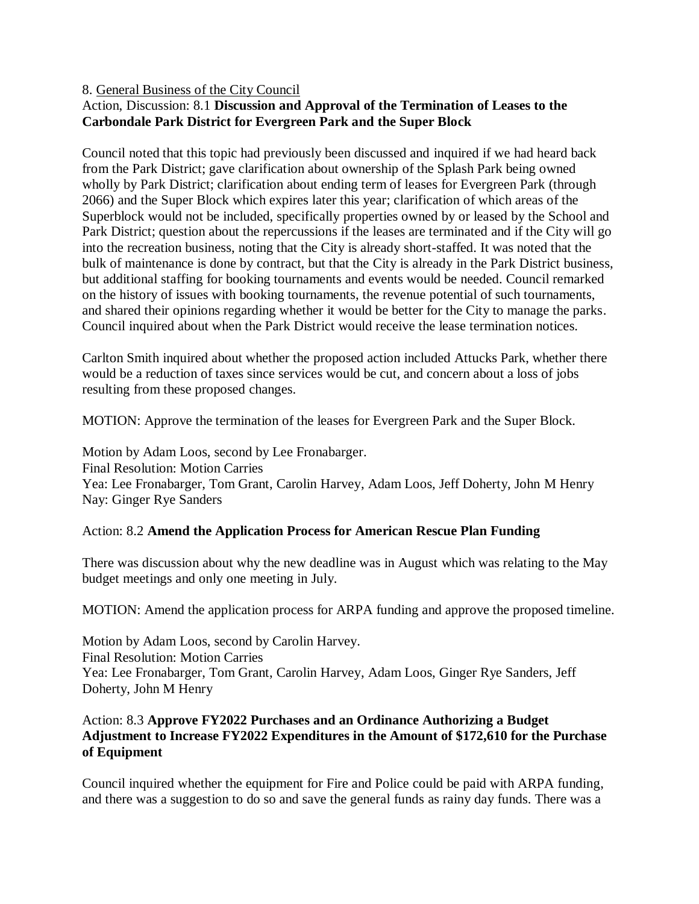8. General Business of the City Council

Action, Discussion: 8.1 **Discussion and Approval of the Termination of Leases to the Carbondale Park District for Evergreen Park and the Super Block**

Council noted that this topic had previously been discussed and inquired if we had heard back from the Park District; gave clarification about ownership of the Splash Park being owned wholly by Park District; clarification about ending term of leases for Evergreen Park (through 2066) and the Super Block which expires later this year; clarification of which areas of the Superblock would not be included, specifically properties owned by or leased by the School and Park District; question about the repercussions if the leases are terminated and if the City will go into the recreation business, noting that the City is already short-staffed. It was noted that the bulk of maintenance is done by contract, but that the City is already in the Park District business, but additional staffing for booking tournaments and events would be needed. Council remarked on the history of issues with booking tournaments, the revenue potential of such tournaments, and shared their opinions regarding whether it would be better for the City to manage the parks. Council inquired about when the Park District would receive the lease termination notices.

Carlton Smith inquired about whether the proposed action included Attucks Park, whether there would be a reduction of taxes since services would be cut, and concern about a loss of jobs resulting from these proposed changes.

MOTION: Approve the termination of the leases for Evergreen Park and the Super Block.

Motion by Adam Loos, second by Lee Fronabarger.
Final Resolution: Motion Carries
Yea: Lee Fronabarger, Tom Grant, Carolin Harvey, Adam Loos, Jeff Doherty, John M Henry
Nay: Ginger Rye Sanders

Action: 8.2 **Amend the Application Process for American Rescue Plan Funding**

There was discussion about why the new deadline was in August which was relating to the May budget meetings and only one meeting in July.

MOTION: Amend the application process for ARPA funding and approve the proposed timeline.

Motion by Adam Loos, second by Carolin Harvey.
Final Resolution: Motion Carries
Yea: Lee Fronabarger, Tom Grant, Carolin Harvey, Adam Loos, Ginger Rye Sanders, Jeff Doherty, John M Henry

Action: 8.3 **Approve FY2022 Purchases and an Ordinance Authorizing a Budget Adjustment to Increase FY2022 Expenditures in the Amount of $172,610 for the Purchase of Equipment**

Council inquired whether the equipment for Fire and Police could be paid with ARPA funding, and there was a suggestion to do so and save the general funds as rainy day funds. There was a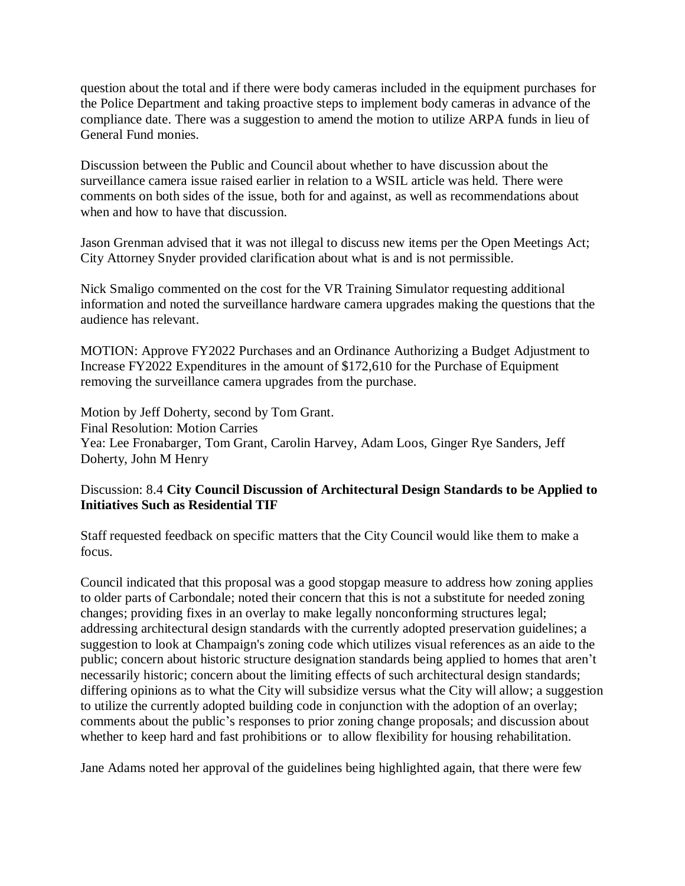question about the total and if there were body cameras included in the equipment purchases for the Police Department and taking proactive steps to implement body cameras in advance of the compliance date. There was a suggestion to amend the motion to utilize ARPA funds in lieu of General Fund monies.

Discussion between the Public and Council about whether to have discussion about the surveillance camera issue raised earlier in relation to a WSIL article was held. There were comments on both sides of the issue, both for and against, as well as recommendations about when and how to have that discussion.

Jason Grenman advised that it was not illegal to discuss new items per the Open Meetings Act; City Attorney Snyder provided clarification about what is and is not permissible.

Nick Smaligo commented on the cost for the VR Training Simulator requesting additional information and noted the surveillance hardware camera upgrades making the questions that the audience has relevant.

MOTION: Approve FY2022 Purchases and an Ordinance Authorizing a Budget Adjustment to Increase FY2022 Expenditures in the amount of $172,610 for the Purchase of Equipment removing the surveillance camera upgrades from the purchase.

Motion by Jeff Doherty, second by Tom Grant.
Final Resolution: Motion Carries
Yea: Lee Fronabarger, Tom Grant, Carolin Harvey, Adam Loos, Ginger Rye Sanders, Jeff Doherty, John M Henry

Discussion: 8.4 **City Council Discussion of Architectural Design Standards to be Applied to Initiatives Such as Residential TIF**

Staff requested feedback on specific matters that the City Council would like them to make a focus.

Council indicated that this proposal was a good stopgap measure to address how zoning applies to older parts of Carbondale; noted their concern that this is not a substitute for needed zoning changes; providing fixes in an overlay to make legally nonconforming structures legal; addressing architectural design standards with the currently adopted preservation guidelines; a suggestion to look at Champaign's zoning code which utilizes visual references as an aide to the public; concern about historic structure designation standards being applied to homes that aren't necessarily historic; concern about the limiting effects of such architectural design standards; differing opinions as to what the City will subsidize versus what the City will allow; a suggestion to utilize the currently adopted building code in conjunction with the adoption of an overlay; comments about the public's responses to prior zoning change proposals; and discussion about whether to keep hard and fast prohibitions or to allow flexibility for housing rehabilitation.

Jane Adams noted her approval of the guidelines being highlighted again, that there were few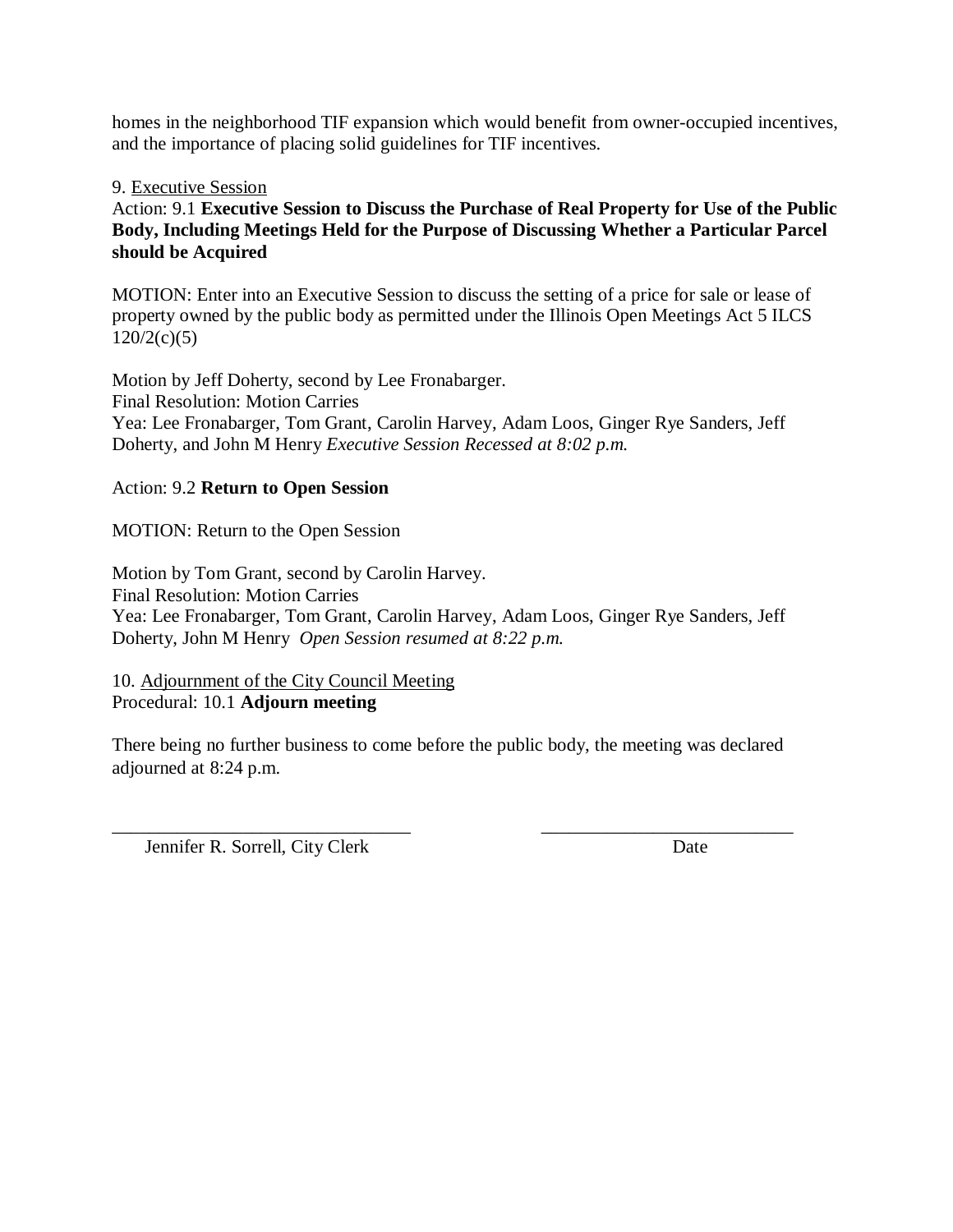homes in the neighborhood TIF expansion which would benefit from owner-occupied incentives, and the importance of placing solid guidelines for TIF incentives.

9. Executive Session
Action: 9.1 **Executive Session to Discuss the Purchase of Real Property for Use of the Public Body, Including Meetings Held for the Purpose of Discussing Whether a Particular Parcel should be Acquired**

MOTION: Enter into an Executive Session to discuss the setting of a price for sale or lease of property owned by the public body as permitted under the Illinois Open Meetings Act 5 ILCS 120/2(c)(5)

Motion by Jeff Doherty, second by Lee Fronabarger.
Final Resolution: Motion Carries
Yea: Lee Fronabarger, Tom Grant, Carolin Harvey, Adam Loos, Ginger Rye Sanders, Jeff Doherty, and John M Henry *Executive Session Recessed at 8:02 p.m.*

Action: 9.2 **Return to Open Session**

MOTION: Return to the Open Session

Motion by Tom Grant, second by Carolin Harvey.
Final Resolution: Motion Carries
Yea: Lee Fronabarger, Tom Grant, Carolin Harvey, Adam Loos, Ginger Rye Sanders, Jeff Doherty, John M Henry *Open Session resumed at 8:22 p.m.*

10. Adjournment of the City Council Meeting
Procedural: 10.1 **Adjourn meeting**

There being no further business to come before the public body, the meeting was declared adjourned at 8:24 p.m.

________________________________ ___________________________
Jennifer R. Sorrell, City Clerk Date